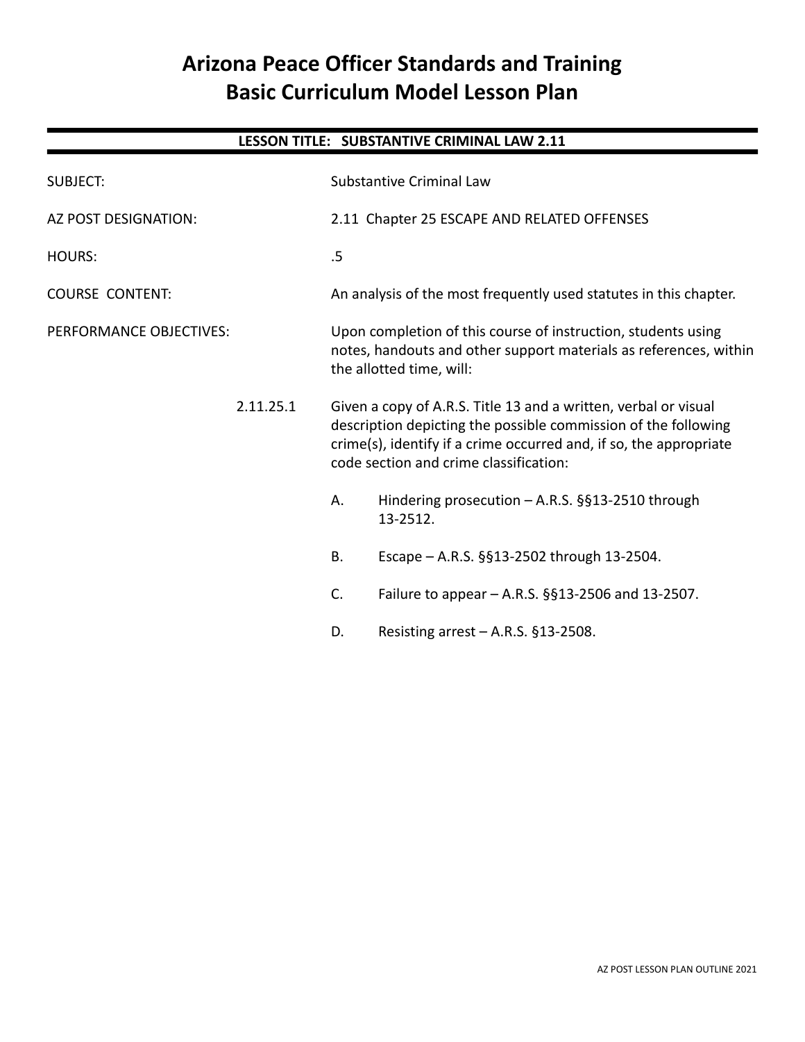# Arizona Peace Officer Standards and Training Basic Curriculum Model Lesson Plan

**LESSON TITLE: SUBSTANTIVE CRIMINAL LAW 2.11**

SUBJECT: Substantive Criminal Law

AZ POST DESIGNATION: 2.11 Chapter 25 ESCAPE AND RELATED OFFENSES

HOURS: .5

COURSE CONTENT: An analysis of the most frequently used statutes in this chapter.

PERFORMANCE OBJECTIVES: Upon completion of this course of instruction, students using notes, handouts and other support materials as references, within the allotted time, will:

2.11.25.1 Given a copy of A.R.S. Title 13 and a written, verbal or visual description depicting the possible commission of the following crime(s), identify if a crime occurred and, if so, the appropriate code section and crime classification:

A. Hindering prosecution – A.R.S. §§13-2510 through 13-2512.

B. Escape – A.R.S. §§13-2502 through 13-2504.

C. Failure to appear – A.R.S. §§13-2506 and 13-2507.

D. Resisting arrest – A.R.S. §13-2508.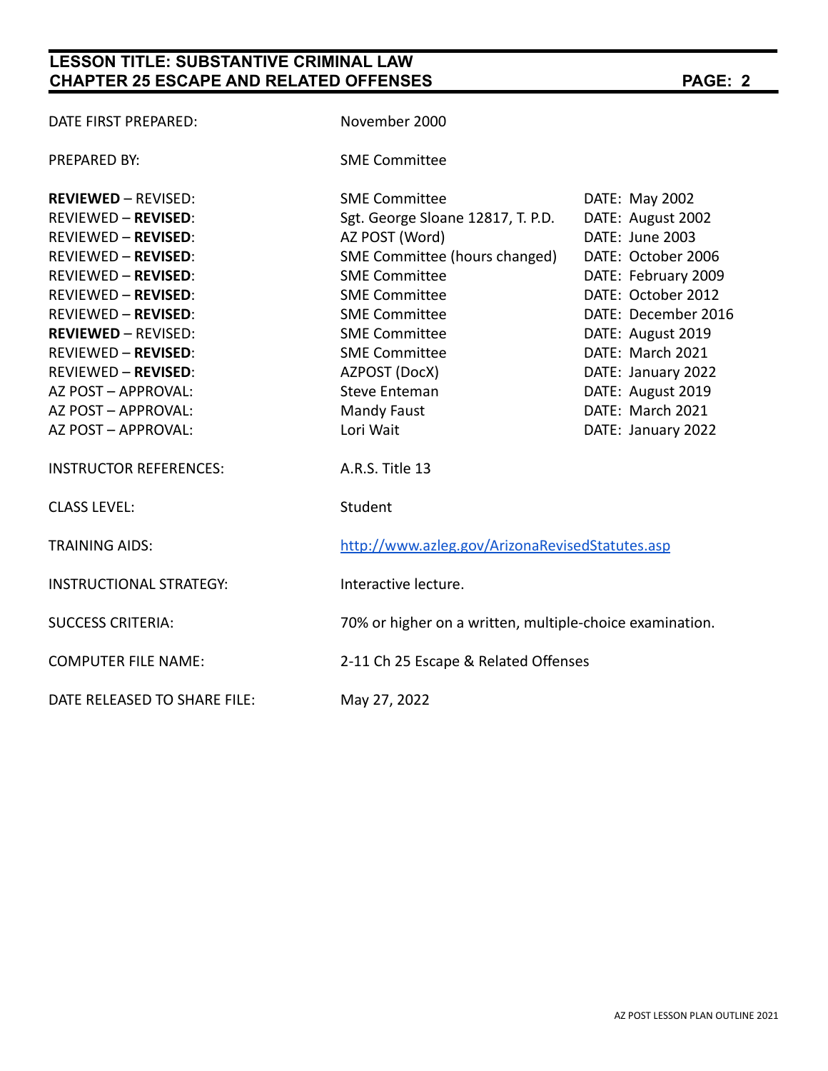DATE FIRST PREPARED: November 2000

PREPARED BY: SME Committee

| | | |
|---|---|---|
| **REVIEWED** – REVISED: | SME Committee | DATE: May 2002 |
| REVIEWED – **REVISED**: | Sgt. George Sloane 12817, T. P.D. | DATE: August 2002 |
| REVIEWED – **REVISED**: | AZ POST (Word) | DATE: June 2003 |
| REVIEWED – **REVISED**: | SME Committee (hours changed) | DATE: October 2006 |
| REVIEWED – **REVISED**: | SME Committee | DATE: February 2009 |
| REVIEWED – **REVISED**: | SME Committee | DATE: October 2012 |
| REVIEWED – **REVISED**: | SME Committee | DATE: December 2016 |
| **REVIEWED** – REVISED: | SME Committee | DATE: August 2019 |
| REVIEWED – **REVISED**: | SME Committee | DATE: March 2021 |
| REVIEWED – **REVISED**: | AZPOST (DocX) | DATE: January 2022 |
| AZ POST – APPROVAL: | Steve Enteman | DATE: August 2019 |
| AZ POST – APPROVAL: | Mandy Faust | DATE: March 2021 |
| AZ POST – APPROVAL: | Lori Wait | DATE: January 2022 |

INSTRUCTOR REFERENCES: A.R.S. Title 13

CLASS LEVEL: Student

TRAINING AIDS: http://www.azleg.gov/ArizonaRevisedStatutes.asp

INSTRUCTIONAL STRATEGY: Interactive lecture.

SUCCESS CRITERIA: 70% or higher on a written, multiple-choice examination.

COMPUTER FILE NAME: 2-11 Ch 25 Escape & Related Offenses

DATE RELEASED TO SHARE FILE: May 27, 2022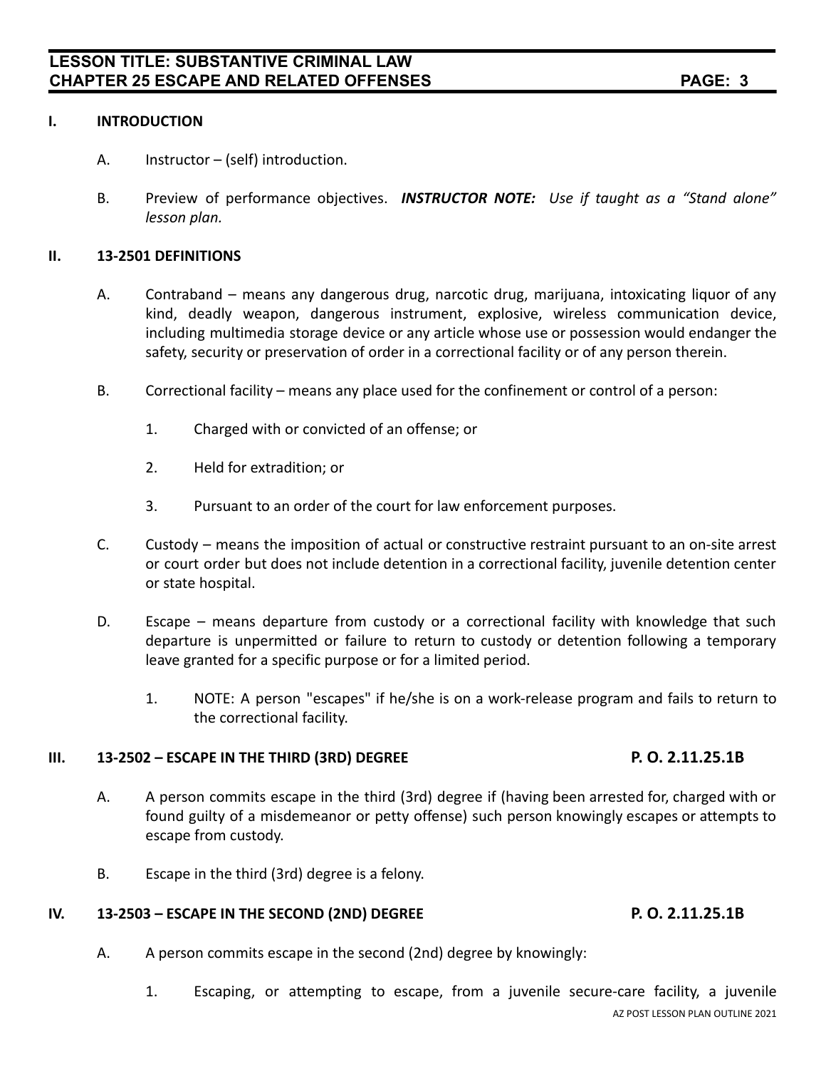## I. INTRODUCTION

A. Instructor – (self) introduction.

B. Preview of performance objectives. ***INSTRUCTOR NOTE:*** *Use if taught as a "Stand alone" lesson plan.*

## II. 13-2501 DEFINITIONS

A. Contraband – means any dangerous drug, narcotic drug, marijuana, intoxicating liquor of any kind, deadly weapon, dangerous instrument, explosive, wireless communication device, including multimedia storage device or any article whose use or possession would endanger the safety, security or preservation of order in a correctional facility or of any person therein.

B. Correctional facility – means any place used for the confinement or control of a person:

1. Charged with or convicted of an offense; or

2. Held for extradition; or

3. Pursuant to an order of the court for law enforcement purposes.

C. Custody – means the imposition of actual or constructive restraint pursuant to an on-site arrest or court order but does not include detention in a correctional facility, juvenile detention center or state hospital.

D. Escape – means departure from custody or a correctional facility with knowledge that such departure is unpermitted or failure to return to custody or detention following a temporary leave granted for a specific purpose or for a limited period.

1. NOTE: A person "escapes" if he/she is on a work-release program and fails to return to the correctional facility.

## III. 13-2502 – ESCAPE IN THE THIRD (3RD) DEGREE **P. O. 2.11.25.1B**

A. A person commits escape in the third (3rd) degree if (having been arrested for, charged with or found guilty of a misdemeanor or petty offense) such person knowingly escapes or attempts to escape from custody.

B. Escape in the third (3rd) degree is a felony.

## IV. 13-2503 – ESCAPE IN THE SECOND (2ND) DEGREE **P. O. 2.11.25.1B**

A. A person commits escape in the second (2nd) degree by knowingly:

1. Escaping, or attempting to escape, from a juvenile secure-care facility, a juvenile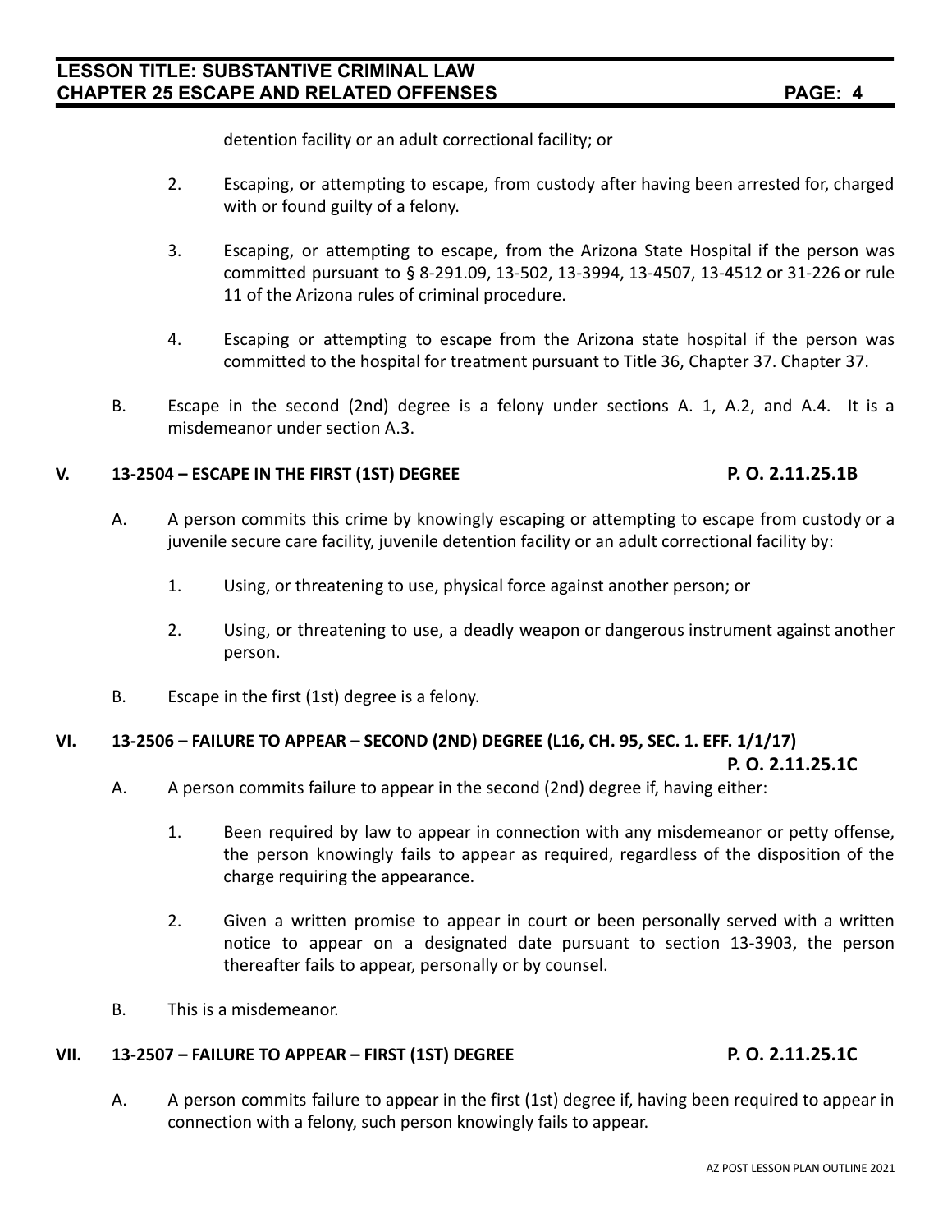detention facility or an adult correctional facility; or

2. Escaping, or attempting to escape, from custody after having been arrested for, charged with or found guilty of a felony.

3. Escaping, or attempting to escape, from the Arizona State Hospital if the person was committed pursuant to § 8-291.09, 13-502, 13-3994, 13-4507, 13-4512 or 31-226 or rule 11 of the Arizona rules of criminal procedure.

4. Escaping or attempting to escape from the Arizona state hospital if the person was committed to the hospital for treatment pursuant to Title 36, Chapter 37. Chapter 37.

B. Escape in the second (2nd) degree is a felony under sections A. 1, A.2, and A.4. It is a misdemeanor under section A.3.

## V. 13-2504 – ESCAPE IN THE FIRST (1ST) DEGREE **P. O. 2.11.25.1B**

A. A person commits this crime by knowingly escaping or attempting to escape from custody or a juvenile secure care facility, juvenile detention facility or an adult correctional facility by:

1. Using, or threatening to use, physical force against another person; or

2. Using, or threatening to use, a deadly weapon or dangerous instrument against another person.

B. Escape in the first (1st) degree is a felony.

## VI. 13-2506 – FAILURE TO APPEAR – SECOND (2ND) DEGREE (L16, CH. 95, SEC. 1. EFF. 1/1/17) **P. O. 2.11.25.1C**

A. A person commits failure to appear in the second (2nd) degree if, having either:

1. Been required by law to appear in connection with any misdemeanor or petty offense, the person knowingly fails to appear as required, regardless of the disposition of the charge requiring the appearance.

2. Given a written promise to appear in court or been personally served with a written notice to appear on a designated date pursuant to section 13-3903, the person thereafter fails to appear, personally or by counsel.

B. This is a misdemeanor.

## VII. 13-2507 – FAILURE TO APPEAR – FIRST (1ST) DEGREE **P. O. 2.11.25.1C**

A. A person commits failure to appear in the first (1st) degree if, having been required to appear in connection with a felony, such person knowingly fails to appear.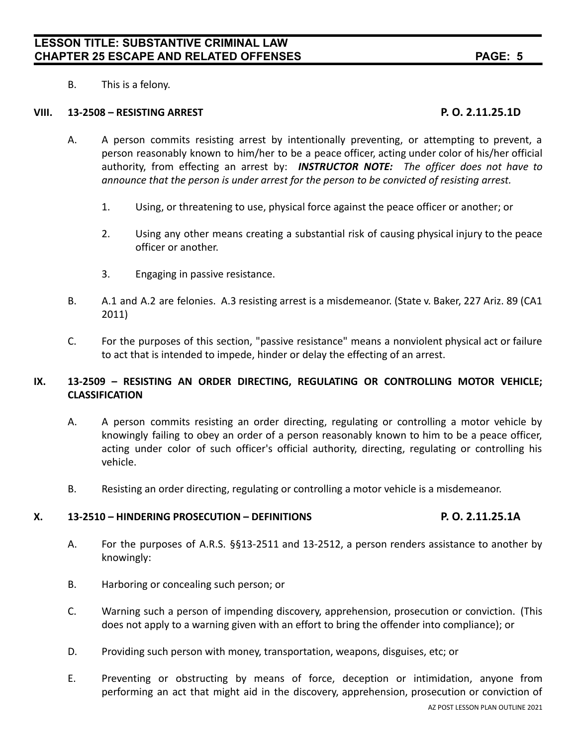B. This is a felony.

## VIII. 13-2508 – RESISTING ARREST P. O. 2.11.25.1D

A. A person commits resisting arrest by intentionally preventing, or attempting to prevent, a person reasonably known to him/her to be a peace officer, acting under color of his/her official authority, from effecting an arrest by: ***INSTRUCTOR NOTE:*** *The officer does not have to announce that the person is under arrest for the person to be convicted of resisting arrest.*

1. Using, or threatening to use, physical force against the peace officer or another; or

2. Using any other means creating a substantial risk of causing physical injury to the peace officer or another.

3. Engaging in passive resistance.

B. A.1 and A.2 are felonies. A.3 resisting arrest is a misdemeanor. (State v. Baker, 227 Ariz. 89 (CA1 2011)

C. For the purposes of this section, "passive resistance" means a nonviolent physical act or failure to act that is intended to impede, hinder or delay the effecting of an arrest.

## IX. 13-2509 – RESISTING AN ORDER DIRECTING, REGULATING OR CONTROLLING MOTOR VEHICLE; CLASSIFICATION

A. A person commits resisting an order directing, regulating or controlling a motor vehicle by knowingly failing to obey an order of a person reasonably known to him to be a peace officer, acting under color of such officer's official authority, directing, regulating or controlling his vehicle.

B. Resisting an order directing, regulating or controlling a motor vehicle is a misdemeanor.

## X. 13-2510 – HINDERING PROSECUTION – DEFINITIONS P. O. 2.11.25.1A

A. For the purposes of A.R.S. §§13-2511 and 13-2512, a person renders assistance to another by knowingly:

B. Harboring or concealing such person; or

C. Warning such a person of impending discovery, apprehension, prosecution or conviction. (This does not apply to a warning given with an effort to bring the offender into compliance); or

D. Providing such person with money, transportation, weapons, disguises, etc; or

E. Preventing or obstructing by means of force, deception or intimidation, anyone from performing an act that might aid in the discovery, apprehension, prosecution or conviction of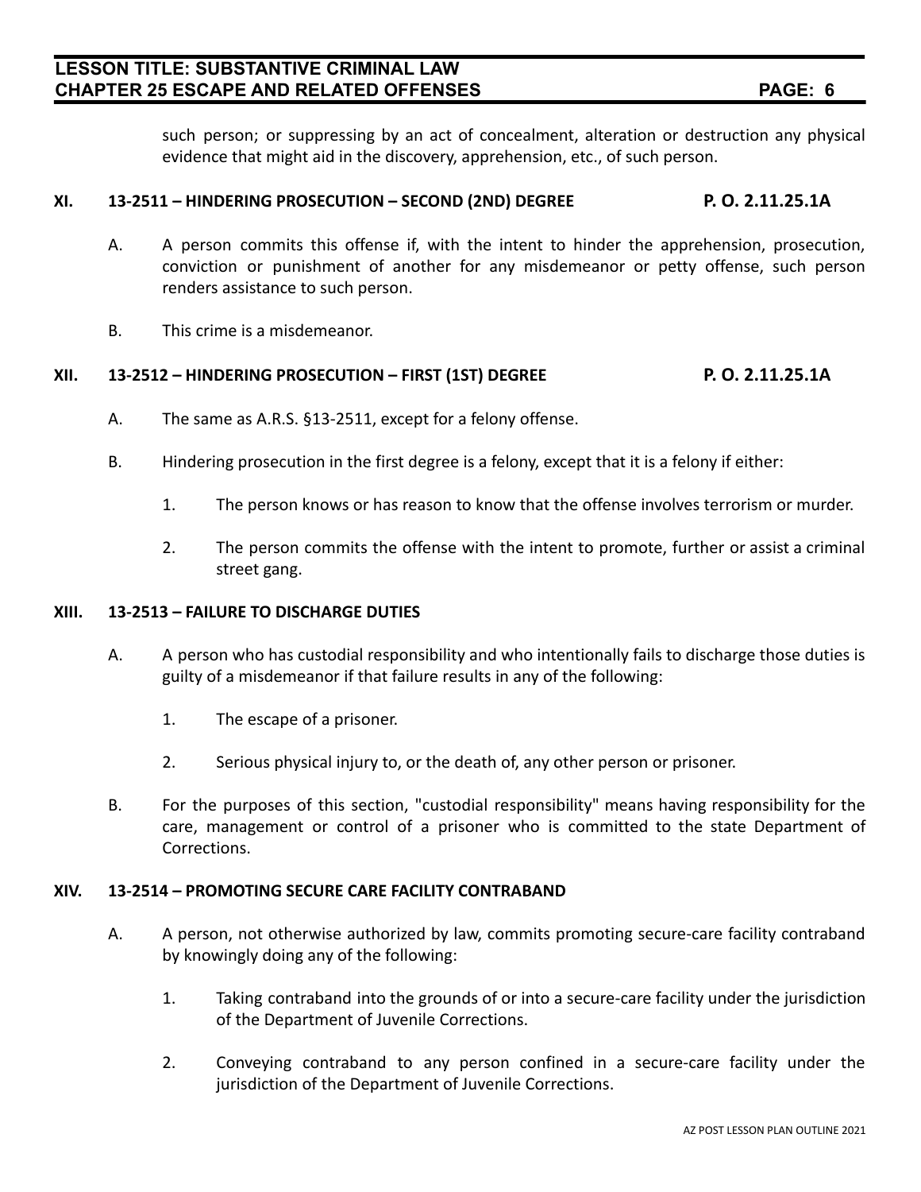such person; or suppressing by an act of concealment, alteration or destruction any physical evidence that might aid in the discovery, apprehension, etc., of such person.

## XI. 13-2511 – HINDERING PROSECUTION – SECOND (2ND) DEGREE P. O. 2.11.25.1A

A. A person commits this offense if, with the intent to hinder the apprehension, prosecution, conviction or punishment of another for any misdemeanor or petty offense, such person renders assistance to such person.

B. This crime is a misdemeanor.

## XII. 13-2512 – HINDERING PROSECUTION – FIRST (1ST) DEGREE P. O. 2.11.25.1A

A. The same as A.R.S. §13-2511, except for a felony offense.

B. Hindering prosecution in the first degree is a felony, except that it is a felony if either:

1. The person knows or has reason to know that the offense involves terrorism or murder.

2. The person commits the offense with the intent to promote, further or assist a criminal street gang.

## XIII. 13-2513 – FAILURE TO DISCHARGE DUTIES

A. A person who has custodial responsibility and who intentionally fails to discharge those duties is guilty of a misdemeanor if that failure results in any of the following:

1. The escape of a prisoner.

2. Serious physical injury to, or the death of, any other person or prisoner.

B. For the purposes of this section, "custodial responsibility" means having responsibility for the care, management or control of a prisoner who is committed to the state Department of Corrections.

## XIV. 13-2514 – PROMOTING SECURE CARE FACILITY CONTRABAND

A. A person, not otherwise authorized by law, commits promoting secure-care facility contraband by knowingly doing any of the following:

1. Taking contraband into the grounds of or into a secure-care facility under the jurisdiction of the Department of Juvenile Corrections.

2. Conveying contraband to any person confined in a secure-care facility under the jurisdiction of the Department of Juvenile Corrections.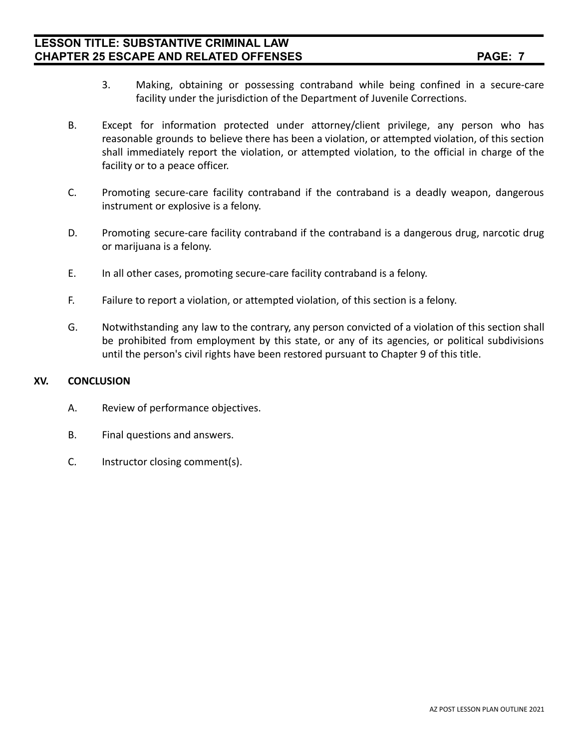3. Making, obtaining or possessing contraband while being confined in a secure-care facility under the jurisdiction of the Department of Juvenile Corrections.

B. Except for information protected under attorney/client privilege, any person who has reasonable grounds to believe there has been a violation, or attempted violation, of this section shall immediately report the violation, or attempted violation, to the official in charge of the facility or to a peace officer.

C. Promoting secure-care facility contraband if the contraband is a deadly weapon, dangerous instrument or explosive is a felony.

D. Promoting secure-care facility contraband if the contraband is a dangerous drug, narcotic drug or marijuana is a felony.

E. In all other cases, promoting secure-care facility contraband is a felony.

F. Failure to report a violation, or attempted violation, of this section is a felony.

G. Notwithstanding any law to the contrary, any person convicted of a violation of this section shall be prohibited from employment by this state, or any of its agencies, or political subdivisions until the person's civil rights have been restored pursuant to Chapter 9 of this title.

## XV. CONCLUSION

A. Review of performance objectives.

B. Final questions and answers.

C. Instructor closing comment(s).